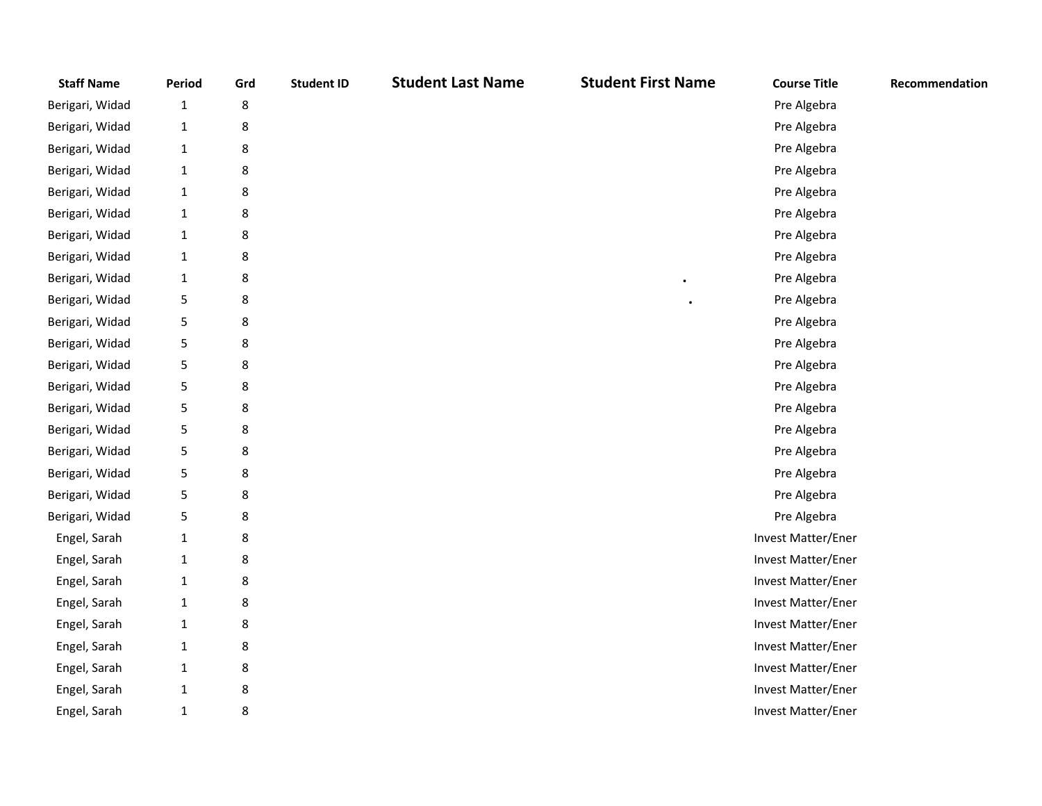| Staff Name | Period | Grd | Student ID | Student Last Name | Student First Name | Course Title | Recommendation |
|---|---|---|---|---|---|---|---|
| Berigari, Widad | 1 | 8 | | | | Pre Algebra | |
| Berigari, Widad | 1 | 8 | | | | Pre Algebra | |
| Berigari, Widad | 1 | 8 | | | | Pre Algebra | |
| Berigari, Widad | 1 | 8 | | | | Pre Algebra | |
| Berigari, Widad | 1 | 8 | | | | Pre Algebra | |
| Berigari, Widad | 1 | 8 | | | | Pre Algebra | |
| Berigari, Widad | 1 | 8 | | | | Pre Algebra | |
| Berigari, Widad | 1 | 8 | | | | Pre Algebra | |
| Berigari, Widad | 1 | 8 | | | . | Pre Algebra | |
| Berigari, Widad | 5 | 8 | | | . | Pre Algebra | |
| Berigari, Widad | 5 | 8 | | | | Pre Algebra | |
| Berigari, Widad | 5 | 8 | | | | Pre Algebra | |
| Berigari, Widad | 5 | 8 | | | | Pre Algebra | |
| Berigari, Widad | 5 | 8 | | | | Pre Algebra | |
| Berigari, Widad | 5 | 8 | | | | Pre Algebra | |
| Berigari, Widad | 5 | 8 | | | | Pre Algebra | |
| Berigari, Widad | 5 | 8 | | | | Pre Algebra | |
| Berigari, Widad | 5 | 8 | | | | Pre Algebra | |
| Berigari, Widad | 5 | 8 | | | | Pre Algebra | |
| Berigari, Widad | 5 | 8 | | | | Pre Algebra | |
| Engel, Sarah | 1 | 8 | | | | Invest Matter/Ener | |
| Engel, Sarah | 1 | 8 | | | | Invest Matter/Ener | |
| Engel, Sarah | 1 | 8 | | | | Invest Matter/Ener | |
| Engel, Sarah | 1 | 8 | | | | Invest Matter/Ener | |
| Engel, Sarah | 1 | 8 | | | | Invest Matter/Ener | |
| Engel, Sarah | 1 | 8 | | | | Invest Matter/Ener | |
| Engel, Sarah | 1 | 8 | | | | Invest Matter/Ener | |
| Engel, Sarah | 1 | 8 | | | | Invest Matter/Ener | |
| Engel, Sarah | 1 | 8 | | | | Invest Matter/Ener | |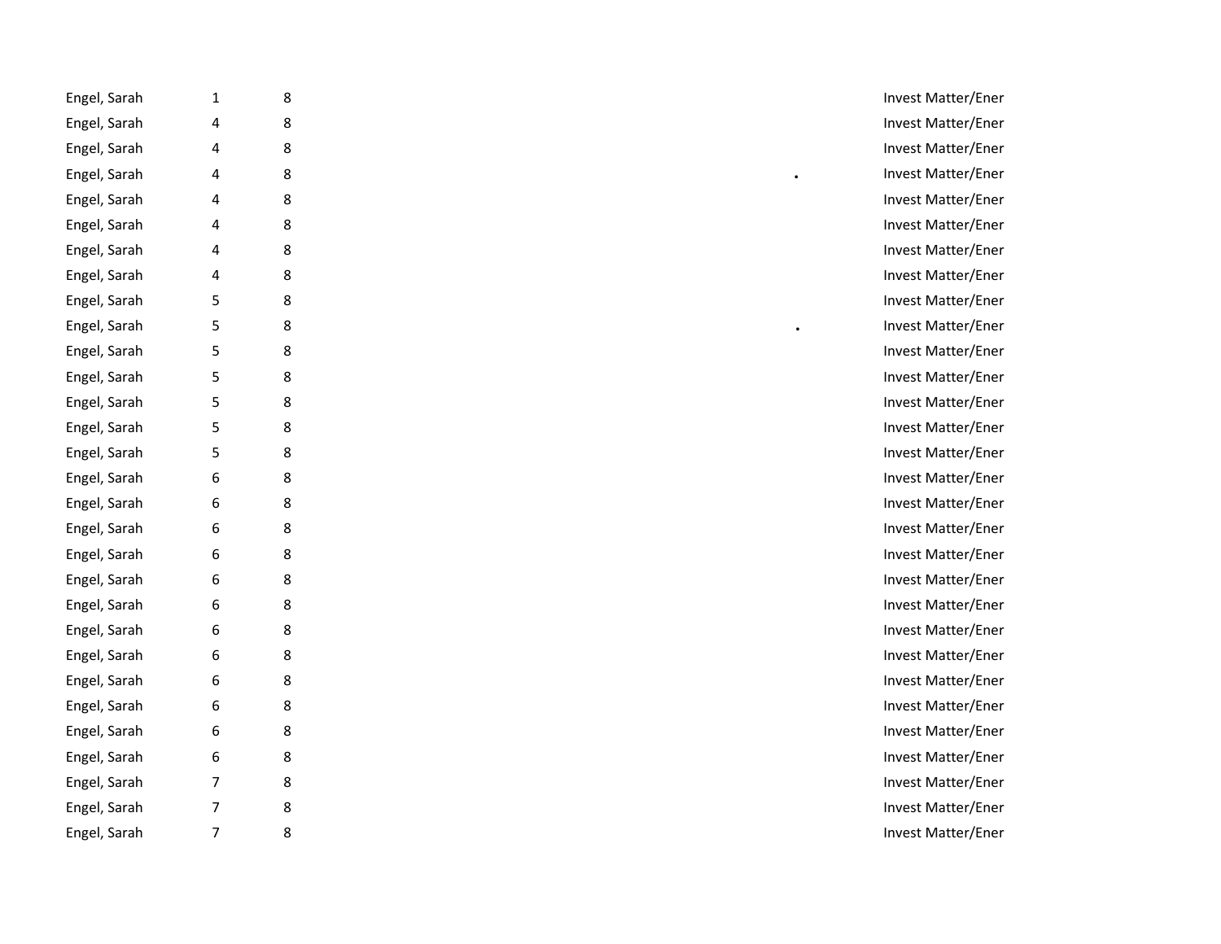| | | | |
|---|---|---|---|
| Engel, Sarah | 1 | 8 | Invest Matter/Ener |
| Engel, Sarah | 4 | 8 | Invest Matter/Ener |
| Engel, Sarah | 4 | 8 | Invest Matter/Ener |
| Engel, Sarah | 4 | 8 | Invest Matter/Ener |
| Engel, Sarah | 4 | 8 | Invest Matter/Ener |
| Engel, Sarah | 4 | 8 | Invest Matter/Ener |
| Engel, Sarah | 4 | 8 | Invest Matter/Ener |
| Engel, Sarah | 4 | 8 | Invest Matter/Ener |
| Engel, Sarah | 5 | 8 | Invest Matter/Ener |
| Engel, Sarah | 5 | 8 | Invest Matter/Ener |
| Engel, Sarah | 5 | 8 | Invest Matter/Ener |
| Engel, Sarah | 5 | 8 | Invest Matter/Ener |
| Engel, Sarah | 5 | 8 | Invest Matter/Ener |
| Engel, Sarah | 5 | 8 | Invest Matter/Ener |
| Engel, Sarah | 5 | 8 | Invest Matter/Ener |
| Engel, Sarah | 6 | 8 | Invest Matter/Ener |
| Engel, Sarah | 6 | 8 | Invest Matter/Ener |
| Engel, Sarah | 6 | 8 | Invest Matter/Ener |
| Engel, Sarah | 6 | 8 | Invest Matter/Ener |
| Engel, Sarah | 6 | 8 | Invest Matter/Ener |
| Engel, Sarah | 6 | 8 | Invest Matter/Ener |
| Engel, Sarah | 6 | 8 | Invest Matter/Ener |
| Engel, Sarah | 6 | 8 | Invest Matter/Ener |
| Engel, Sarah | 6 | 8 | Invest Matter/Ener |
| Engel, Sarah | 6 | 8 | Invest Matter/Ener |
| Engel, Sarah | 6 | 8 | Invest Matter/Ener |
| Engel, Sarah | 6 | 8 | Invest Matter/Ener |
| Engel, Sarah | 7 | 8 | Invest Matter/Ener |
| Engel, Sarah | 7 | 8 | Invest Matter/Ener |
| Engel, Sarah | 7 | 8 | Invest Matter/Ener |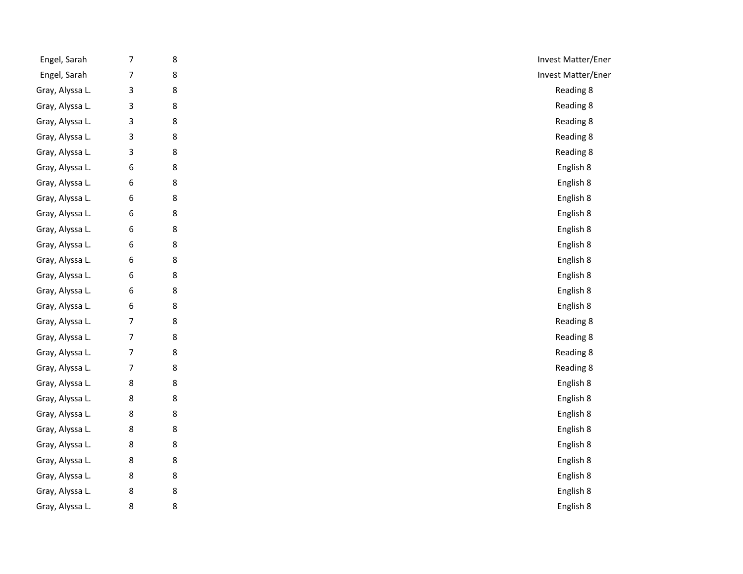| | | | |
|---|---|---|---|
| Engel, Sarah | 7 | 8 | Invest Matter/Ener |
| Engel, Sarah | 7 | 8 | Invest Matter/Ener |
| Gray, Alyssa L. | 3 | 8 | Reading 8 |
| Gray, Alyssa L. | 3 | 8 | Reading 8 |
| Gray, Alyssa L. | 3 | 8 | Reading 8 |
| Gray, Alyssa L. | 3 | 8 | Reading 8 |
| Gray, Alyssa L. | 3 | 8 | Reading 8 |
| Gray, Alyssa L. | 6 | 8 | English 8 |
| Gray, Alyssa L. | 6 | 8 | English 8 |
| Gray, Alyssa L. | 6 | 8 | English 8 |
| Gray, Alyssa L. | 6 | 8 | English 8 |
| Gray, Alyssa L. | 6 | 8 | English 8 |
| Gray, Alyssa L. | 6 | 8 | English 8 |
| Gray, Alyssa L. | 6 | 8 | English 8 |
| Gray, Alyssa L. | 6 | 8 | English 8 |
| Gray, Alyssa L. | 6 | 8 | English 8 |
| Gray, Alyssa L. | 6 | 8 | English 8 |
| Gray, Alyssa L. | 7 | 8 | Reading 8 |
| Gray, Alyssa L. | 7 | 8 | Reading 8 |
| Gray, Alyssa L. | 7 | 8 | Reading 8 |
| Gray, Alyssa L. | 7 | 8 | Reading 8 |
| Gray, Alyssa L. | 8 | 8 | English 8 |
| Gray, Alyssa L. | 8 | 8 | English 8 |
| Gray, Alyssa L. | 8 | 8 | English 8 |
| Gray, Alyssa L. | 8 | 8 | English 8 |
| Gray, Alyssa L. | 8 | 8 | English 8 |
| Gray, Alyssa L. | 8 | 8 | English 8 |
| Gray, Alyssa L. | 8 | 8 | English 8 |
| Gray, Alyssa L. | 8 | 8 | English 8 |
| Gray, Alyssa L. | 8 | 8 | English 8 |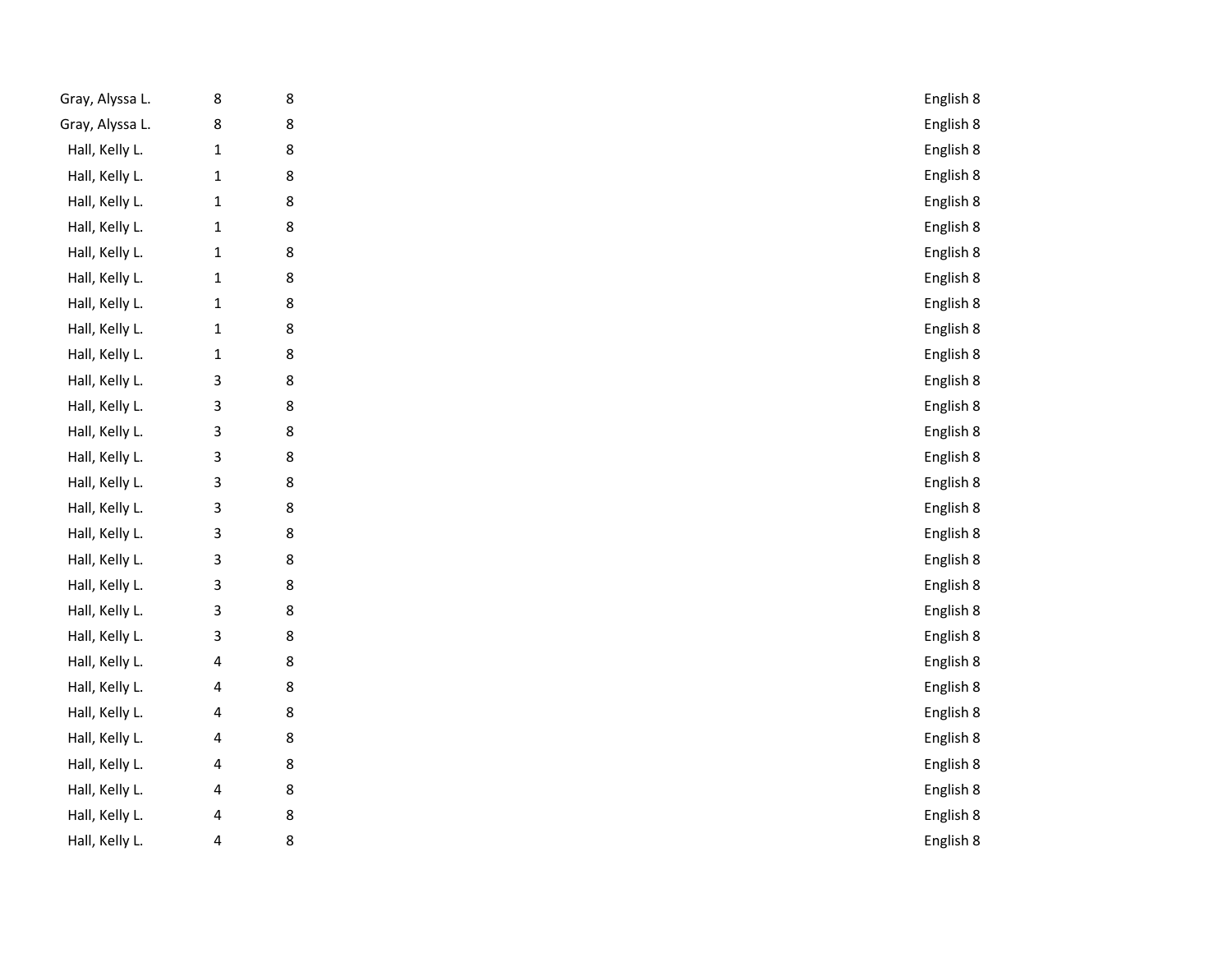| | | | |
|---|---|---|---|
| Gray, Alyssa L. | 8 | 8 | English 8 |
| Gray, Alyssa L. | 8 | 8 | English 8 |
| Hall, Kelly L. | 1 | 8 | English 8 |
| Hall, Kelly L. | 1 | 8 | English 8 |
| Hall, Kelly L. | 1 | 8 | English 8 |
| Hall, Kelly L. | 1 | 8 | English 8 |
| Hall, Kelly L. | 1 | 8 | English 8 |
| Hall, Kelly L. | 1 | 8 | English 8 |
| Hall, Kelly L. | 1 | 8 | English 8 |
| Hall, Kelly L. | 1 | 8 | English 8 |
| Hall, Kelly L. | 1 | 8 | English 8 |
| Hall, Kelly L. | 3 | 8 | English 8 |
| Hall, Kelly L. | 3 | 8 | English 8 |
| Hall, Kelly L. | 3 | 8 | English 8 |
| Hall, Kelly L. | 3 | 8 | English 8 |
| Hall, Kelly L. | 3 | 8 | English 8 |
| Hall, Kelly L. | 3 | 8 | English 8 |
| Hall, Kelly L. | 3 | 8 | English 8 |
| Hall, Kelly L. | 3 | 8 | English 8 |
| Hall, Kelly L. | 3 | 8 | English 8 |
| Hall, Kelly L. | 3 | 8 | English 8 |
| Hall, Kelly L. | 3 | 8 | English 8 |
| Hall, Kelly L. | 4 | 8 | English 8 |
| Hall, Kelly L. | 4 | 8 | English 8 |
| Hall, Kelly L. | 4 | 8 | English 8 |
| Hall, Kelly L. | 4 | 8 | English 8 |
| Hall, Kelly L. | 4 | 8 | English 8 |
| Hall, Kelly L. | 4 | 8 | English 8 |
| Hall, Kelly L. | 4 | 8 | English 8 |
| Hall, Kelly L. | 4 | 8 | English 8 |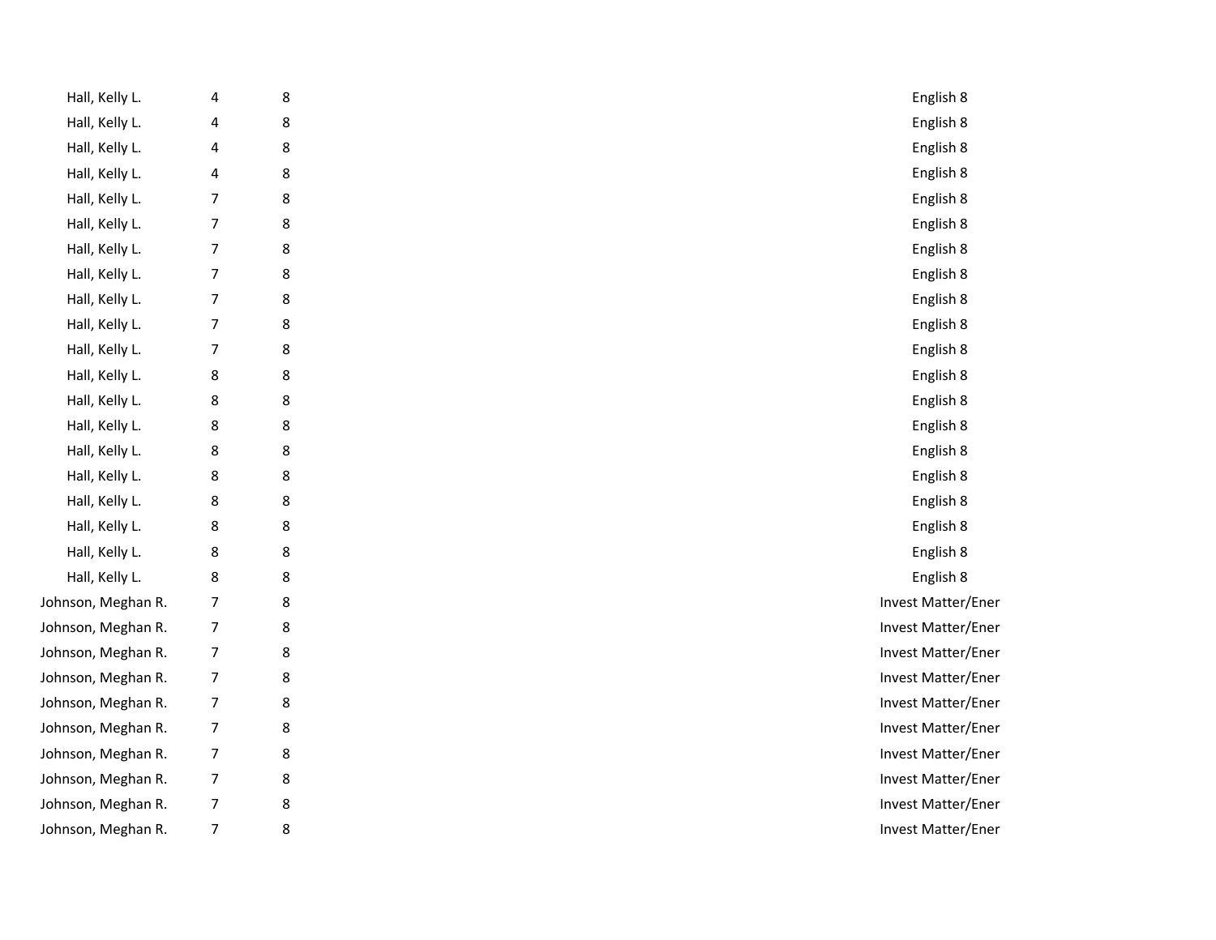| | | | |
|---|---|---|---|
| Hall, Kelly L. | 4 | 8 | English 8 |
| Hall, Kelly L. | 4 | 8 | English 8 |
| Hall, Kelly L. | 4 | 8 | English 8 |
| Hall, Kelly L. | 4 | 8 | English 8 |
| Hall, Kelly L. | 7 | 8 | English 8 |
| Hall, Kelly L. | 7 | 8 | English 8 |
| Hall, Kelly L. | 7 | 8 | English 8 |
| Hall, Kelly L. | 7 | 8 | English 8 |
| Hall, Kelly L. | 7 | 8 | English 8 |
| Hall, Kelly L. | 7 | 8 | English 8 |
| Hall, Kelly L. | 7 | 8 | English 8 |
| Hall, Kelly L. | 8 | 8 | English 8 |
| Hall, Kelly L. | 8 | 8 | English 8 |
| Hall, Kelly L. | 8 | 8 | English 8 |
| Hall, Kelly L. | 8 | 8 | English 8 |
| Hall, Kelly L. | 8 | 8 | English 8 |
| Hall, Kelly L. | 8 | 8 | English 8 |
| Hall, Kelly L. | 8 | 8 | English 8 |
| Hall, Kelly L. | 8 | 8 | English 8 |
| Hall, Kelly L. | 8 | 8 | English 8 |
| Johnson, Meghan R. | 7 | 8 | Invest Matter/Ener |
| Johnson, Meghan R. | 7 | 8 | Invest Matter/Ener |
| Johnson, Meghan R. | 7 | 8 | Invest Matter/Ener |
| Johnson, Meghan R. | 7 | 8 | Invest Matter/Ener |
| Johnson, Meghan R. | 7 | 8 | Invest Matter/Ener |
| Johnson, Meghan R. | 7 | 8 | Invest Matter/Ener |
| Johnson, Meghan R. | 7 | 8 | Invest Matter/Ener |
| Johnson, Meghan R. | 7 | 8 | Invest Matter/Ener |
| Johnson, Meghan R. | 7 | 8 | Invest Matter/Ener |
| Johnson, Meghan R. | 7 | 8 | Invest Matter/Ener |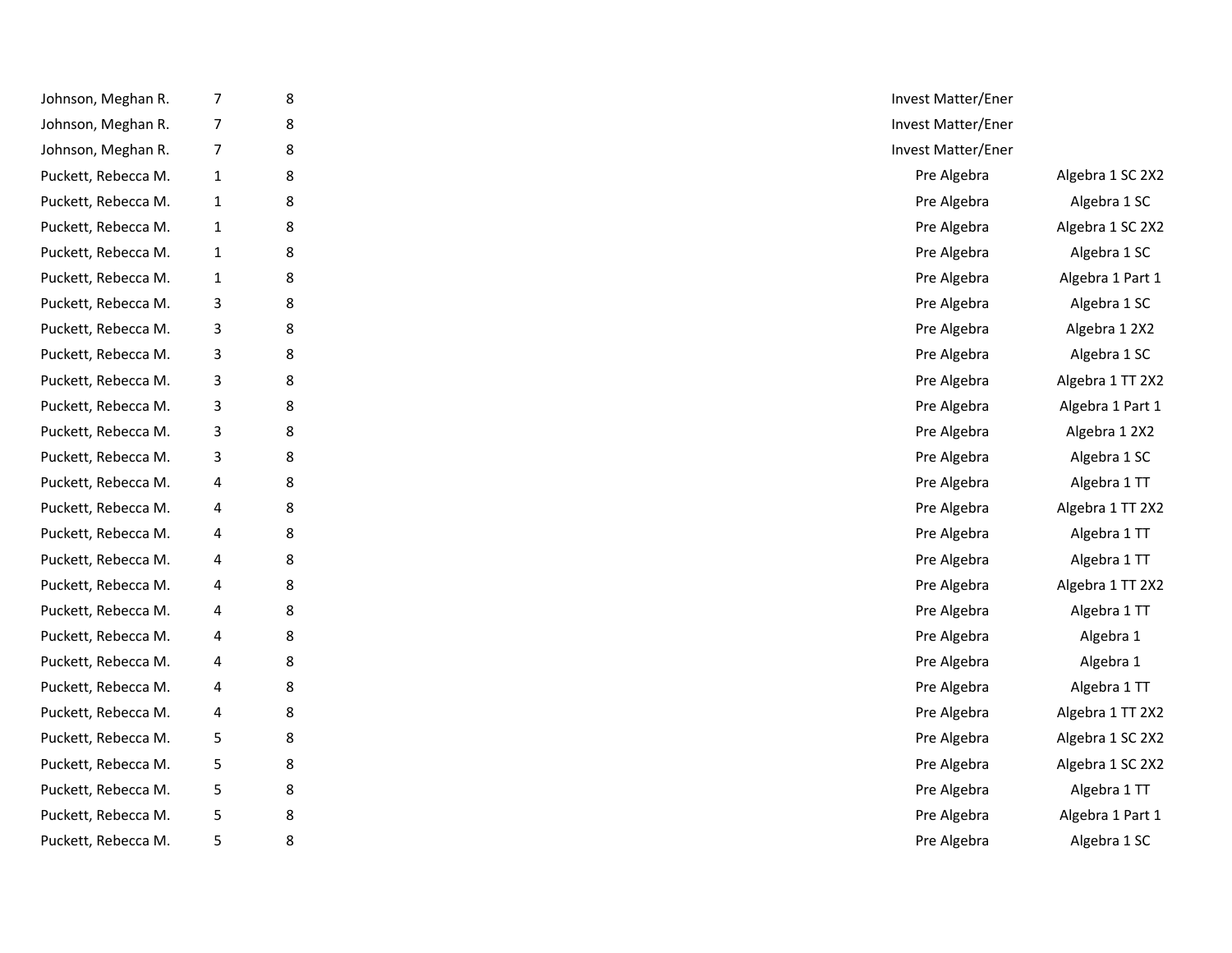| | | | | |
|---|---|---|---|---|
| Johnson, Meghan R. | 7 | 8 | Invest Matter/Ener | |
| Johnson, Meghan R. | 7 | 8 | Invest Matter/Ener | |
| Johnson, Meghan R. | 7 | 8 | Invest Matter/Ener | |
| Puckett, Rebecca M. | 1 | 8 | Pre Algebra | Algebra 1 SC 2X2 |
| Puckett, Rebecca M. | 1 | 8 | Pre Algebra | Algebra 1 SC |
| Puckett, Rebecca M. | 1 | 8 | Pre Algebra | Algebra 1 SC 2X2 |
| Puckett, Rebecca M. | 1 | 8 | Pre Algebra | Algebra 1 SC |
| Puckett, Rebecca M. | 1 | 8 | Pre Algebra | Algebra 1 Part 1 |
| Puckett, Rebecca M. | 3 | 8 | Pre Algebra | Algebra 1 SC |
| Puckett, Rebecca M. | 3 | 8 | Pre Algebra | Algebra 1 2X2 |
| Puckett, Rebecca M. | 3 | 8 | Pre Algebra | Algebra 1 SC |
| Puckett, Rebecca M. | 3 | 8 | Pre Algebra | Algebra 1 TT 2X2 |
| Puckett, Rebecca M. | 3 | 8 | Pre Algebra | Algebra 1 Part 1 |
| Puckett, Rebecca M. | 3 | 8 | Pre Algebra | Algebra 1 2X2 |
| Puckett, Rebecca M. | 3 | 8 | Pre Algebra | Algebra 1 SC |
| Puckett, Rebecca M. | 4 | 8 | Pre Algebra | Algebra 1 TT |
| Puckett, Rebecca M. | 4 | 8 | Pre Algebra | Algebra 1 TT 2X2 |
| Puckett, Rebecca M. | 4 | 8 | Pre Algebra | Algebra 1 TT |
| Puckett, Rebecca M. | 4 | 8 | Pre Algebra | Algebra 1 TT |
| Puckett, Rebecca M. | 4 | 8 | Pre Algebra | Algebra 1 TT 2X2 |
| Puckett, Rebecca M. | 4 | 8 | Pre Algebra | Algebra 1 TT |
| Puckett, Rebecca M. | 4 | 8 | Pre Algebra | Algebra 1 |
| Puckett, Rebecca M. | 4 | 8 | Pre Algebra | Algebra 1 |
| Puckett, Rebecca M. | 4 | 8 | Pre Algebra | Algebra 1 TT |
| Puckett, Rebecca M. | 4 | 8 | Pre Algebra | Algebra 1 TT 2X2 |
| Puckett, Rebecca M. | 5 | 8 | Pre Algebra | Algebra 1 SC 2X2 |
| Puckett, Rebecca M. | 5 | 8 | Pre Algebra | Algebra 1 SC 2X2 |
| Puckett, Rebecca M. | 5 | 8 | Pre Algebra | Algebra 1 TT |
| Puckett, Rebecca M. | 5 | 8 | Pre Algebra | Algebra 1 Part 1 |
| Puckett, Rebecca M. | 5 | 8 | Pre Algebra | Algebra 1 SC |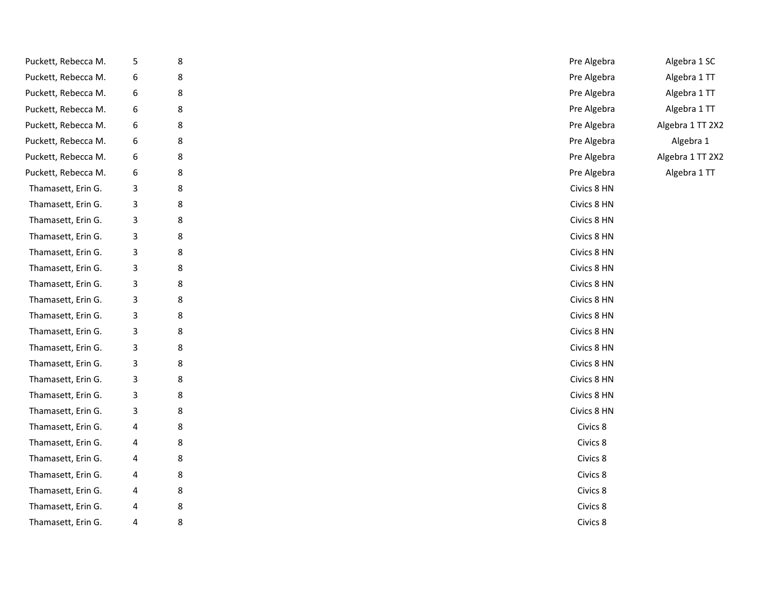| | | | | |
|---|---|---|---|---|
| Puckett, Rebecca M. | 5 | 8 | Pre Algebra | Algebra 1 SC |
| Puckett, Rebecca M. | 6 | 8 | Pre Algebra | Algebra 1 TT |
| Puckett, Rebecca M. | 6 | 8 | Pre Algebra | Algebra 1 TT |
| Puckett, Rebecca M. | 6 | 8 | Pre Algebra | Algebra 1 TT |
| Puckett, Rebecca M. | 6 | 8 | Pre Algebra | Algebra 1 TT 2X2 |
| Puckett, Rebecca M. | 6 | 8 | Pre Algebra | Algebra 1 |
| Puckett, Rebecca M. | 6 | 8 | Pre Algebra | Algebra 1 TT 2X2 |
| Puckett, Rebecca M. | 6 | 8 | Pre Algebra | Algebra 1 TT |
| Thamasett, Erin G. | 3 | 8 | Civics 8 HN | |
| Thamasett, Erin G. | 3 | 8 | Civics 8 HN | |
| Thamasett, Erin G. | 3 | 8 | Civics 8 HN | |
| Thamasett, Erin G. | 3 | 8 | Civics 8 HN | |
| Thamasett, Erin G. | 3 | 8 | Civics 8 HN | |
| Thamasett, Erin G. | 3 | 8 | Civics 8 HN | |
| Thamasett, Erin G. | 3 | 8 | Civics 8 HN | |
| Thamasett, Erin G. | 3 | 8 | Civics 8 HN | |
| Thamasett, Erin G. | 3 | 8 | Civics 8 HN | |
| Thamasett, Erin G. | 3 | 8 | Civics 8 HN | |
| Thamasett, Erin G. | 3 | 8 | Civics 8 HN | |
| Thamasett, Erin G. | 3 | 8 | Civics 8 HN | |
| Thamasett, Erin G. | 3 | 8 | Civics 8 HN | |
| Thamasett, Erin G. | 3 | 8 | Civics 8 HN | |
| Thamasett, Erin G. | 3 | 8 | Civics 8 HN | |
| Thamasett, Erin G. | 4 | 8 | Civics 8 | |
| Thamasett, Erin G. | 4 | 8 | Civics 8 | |
| Thamasett, Erin G. | 4 | 8 | Civics 8 | |
| Thamasett, Erin G. | 4 | 8 | Civics 8 | |
| Thamasett, Erin G. | 4 | 8 | Civics 8 | |
| Thamasett, Erin G. | 4 | 8 | Civics 8 | |
| Thamasett, Erin G. | 4 | 8 | Civics 8 | |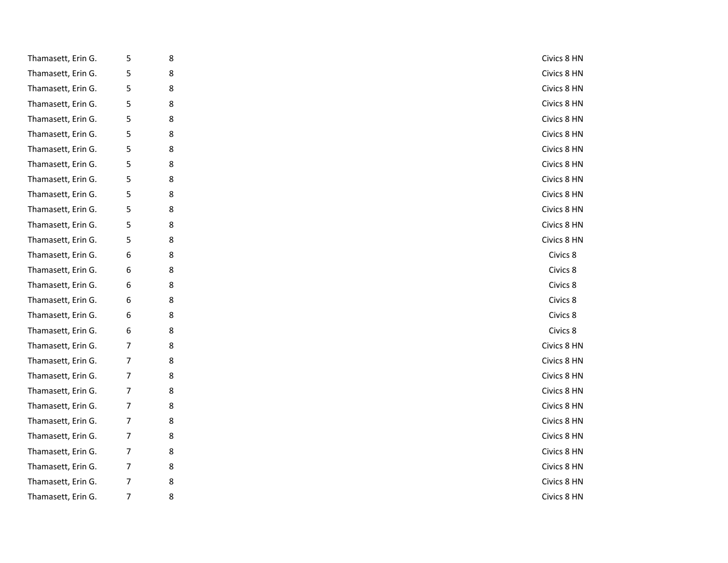| | | | |
|---|---|---|---|
| Thamasett, Erin G. | 5 | 8 | Civics 8 HN |
| Thamasett, Erin G. | 5 | 8 | Civics 8 HN |
| Thamasett, Erin G. | 5 | 8 | Civics 8 HN |
| Thamasett, Erin G. | 5 | 8 | Civics 8 HN |
| Thamasett, Erin G. | 5 | 8 | Civics 8 HN |
| Thamasett, Erin G. | 5 | 8 | Civics 8 HN |
| Thamasett, Erin G. | 5 | 8 | Civics 8 HN |
| Thamasett, Erin G. | 5 | 8 | Civics 8 HN |
| Thamasett, Erin G. | 5 | 8 | Civics 8 HN |
| Thamasett, Erin G. | 5 | 8 | Civics 8 HN |
| Thamasett, Erin G. | 5 | 8 | Civics 8 HN |
| Thamasett, Erin G. | 5 | 8 | Civics 8 HN |
| Thamasett, Erin G. | 5 | 8 | Civics 8 HN |
| Thamasett, Erin G. | 6 | 8 | Civics 8 |
| Thamasett, Erin G. | 6 | 8 | Civics 8 |
| Thamasett, Erin G. | 6 | 8 | Civics 8 |
| Thamasett, Erin G. | 6 | 8 | Civics 8 |
| Thamasett, Erin G. | 6 | 8 | Civics 8 |
| Thamasett, Erin G. | 6 | 8 | Civics 8 |
| Thamasett, Erin G. | 7 | 8 | Civics 8 HN |
| Thamasett, Erin G. | 7 | 8 | Civics 8 HN |
| Thamasett, Erin G. | 7 | 8 | Civics 8 HN |
| Thamasett, Erin G. | 7 | 8 | Civics 8 HN |
| Thamasett, Erin G. | 7 | 8 | Civics 8 HN |
| Thamasett, Erin G. | 7 | 8 | Civics 8 HN |
| Thamasett, Erin G. | 7 | 8 | Civics 8 HN |
| Thamasett, Erin G. | 7 | 8 | Civics 8 HN |
| Thamasett, Erin G. | 7 | 8 | Civics 8 HN |
| Thamasett, Erin G. | 7 | 8 | Civics 8 HN |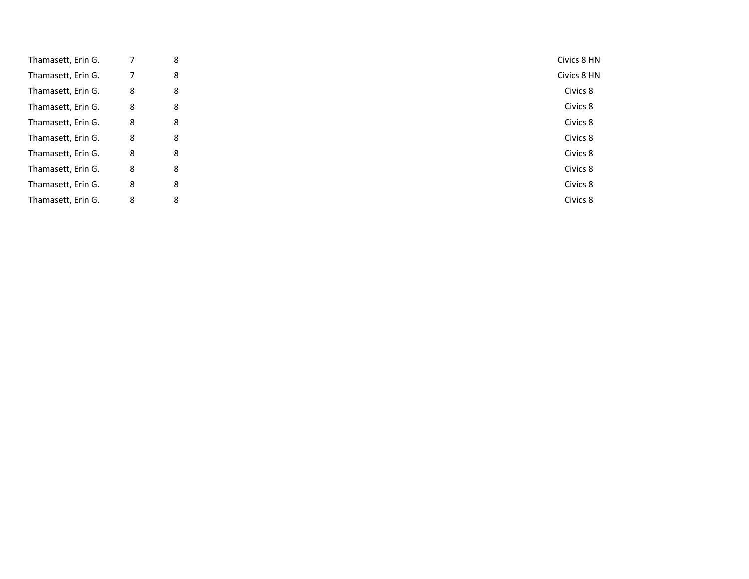| | | | |
|---|---|---|---|
| Thamasett, Erin G. | 7 | 8 | Civics 8 HN |
| Thamasett, Erin G. | 7 | 8 | Civics 8 HN |
| Thamasett, Erin G. | 8 | 8 | Civics 8 |
| Thamasett, Erin G. | 8 | 8 | Civics 8 |
| Thamasett, Erin G. | 8 | 8 | Civics 8 |
| Thamasett, Erin G. | 8 | 8 | Civics 8 |
| Thamasett, Erin G. | 8 | 8 | Civics 8 |
| Thamasett, Erin G. | 8 | 8 | Civics 8 |
| Thamasett, Erin G. | 8 | 8 | Civics 8 |
| Thamasett, Erin G. | 8 | 8 | Civics 8 |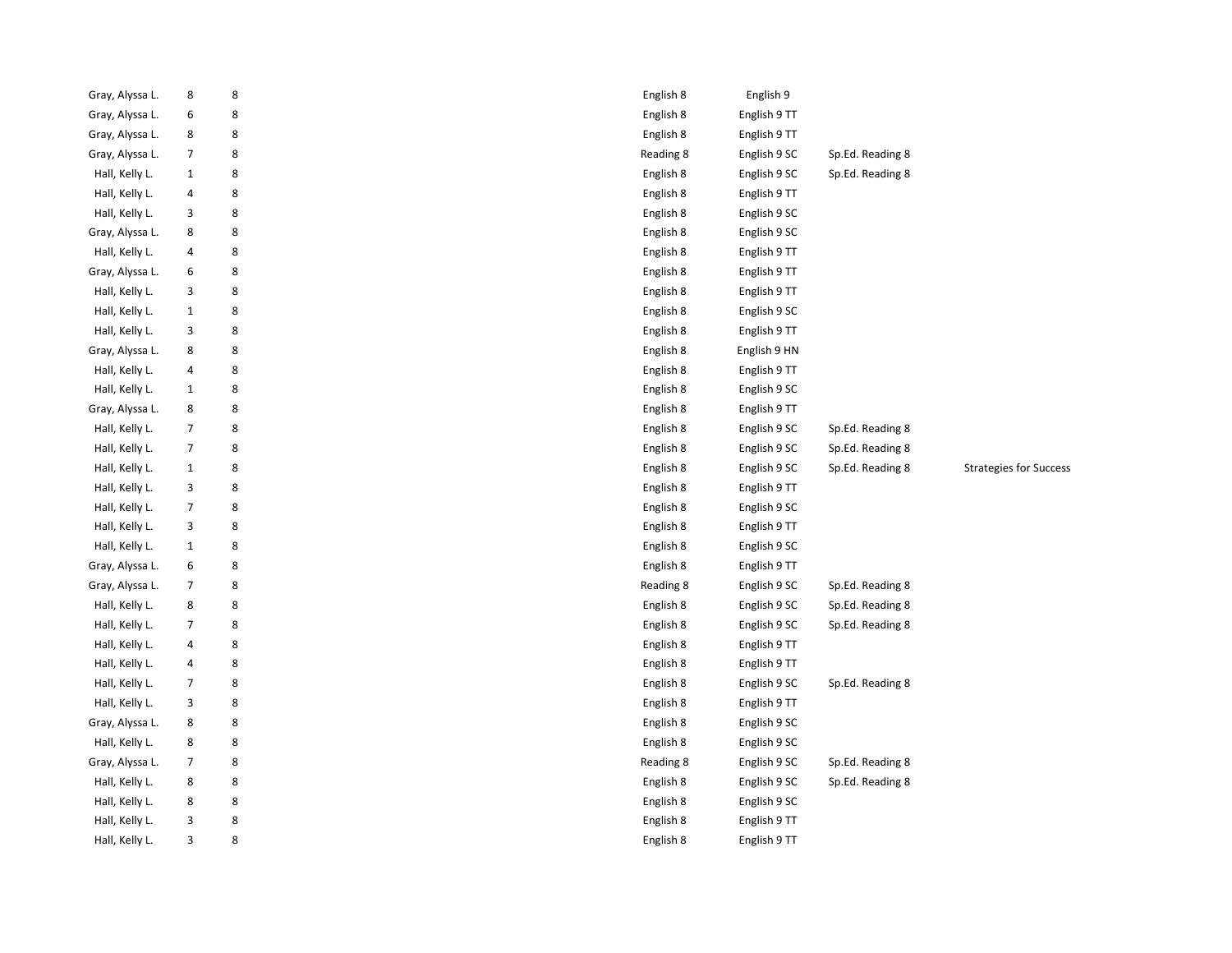| | | | | | | | |
|---|---|---|---|---|---|---|---|
| Gray, Alyssa L. | 8 | 8 | | English 8 | English 9 | | |
| Gray, Alyssa L. | 6 | 8 | | English 8 | English 9 TT | | |
| Gray, Alyssa L. | 8 | 8 | | English 8 | English 9 TT | | |
| Gray, Alyssa L. | 7 | 8 | | Reading 8 | English 9 SC | Sp.Ed. Reading 8 | |
| Hall, Kelly L. | 1 | 8 | | English 8 | English 9 SC | Sp.Ed. Reading 8 | |
| Hall, Kelly L. | 4 | 8 | | English 8 | English 9 TT | | |
| Hall, Kelly L. | 3 | 8 | | English 8 | English 9 SC | | |
| Gray, Alyssa L. | 8 | 8 | | English 8 | English 9 SC | | |
| Hall, Kelly L. | 4 | 8 | | English 8 | English 9 TT | | |
| Gray, Alyssa L. | 6 | 8 | | English 8 | English 9 TT | | |
| Hall, Kelly L. | 3 | 8 | | English 8 | English 9 TT | | |
| Hall, Kelly L. | 1 | 8 | | English 8 | English 9 SC | | |
| Hall, Kelly L. | 3 | 8 | | English 8 | English 9 TT | | |
| Gray, Alyssa L. | 8 | 8 | | English 8 | English 9 HN | | |
| Hall, Kelly L. | 4 | 8 | | English 8 | English 9 TT | | |
| Hall, Kelly L. | 1 | 8 | | English 8 | English 9 SC | | |
| Gray, Alyssa L. | 8 | 8 | | English 8 | English 9 TT | | |
| Hall, Kelly L. | 7 | 8 | | English 8 | English 9 SC | Sp.Ed. Reading 8 | |
| Hall, Kelly L. | 7 | 8 | | English 8 | English 9 SC | Sp.Ed. Reading 8 | |
| Hall, Kelly L. | 1 | 8 | | English 8 | English 9 SC | Sp.Ed. Reading 8 | Strategies for Success |
| Hall, Kelly L. | 3 | 8 | | English 8 | English 9 TT | | |
| Hall, Kelly L. | 7 | 8 | | English 8 | English 9 SC | | |
| Hall, Kelly L. | 3 | 8 | | English 8 | English 9 TT | | |
| Hall, Kelly L. | 1 | 8 | | English 8 | English 9 SC | | |
| Gray, Alyssa L. | 6 | 8 | | English 8 | English 9 TT | | |
| Gray, Alyssa L. | 7 | 8 | | Reading 8 | English 9 SC | Sp.Ed. Reading 8 | |
| Hall, Kelly L. | 8 | 8 | | English 8 | English 9 SC | Sp.Ed. Reading 8 | |
| Hall, Kelly L. | 7 | 8 | | English 8 | English 9 SC | Sp.Ed. Reading 8 | |
| Hall, Kelly L. | 4 | 8 | | English 8 | English 9 TT | | |
| Hall, Kelly L. | 4 | 8 | | English 8 | English 9 TT | | |
| Hall, Kelly L. | 7 | 8 | | English 8 | English 9 SC | Sp.Ed. Reading 8 | |
| Hall, Kelly L. | 3 | 8 | | English 8 | English 9 TT | | |
| Gray, Alyssa L. | 8 | 8 | | English 8 | English 9 SC | | |
| Hall, Kelly L. | 8 | 8 | | English 8 | English 9 SC | | |
| Gray, Alyssa L. | 7 | 8 | | Reading 8 | English 9 SC | Sp.Ed. Reading 8 | |
| Hall, Kelly L. | 8 | 8 | | English 8 | English 9 SC | Sp.Ed. Reading 8 | |
| Hall, Kelly L. | 8 | 8 | | English 8 | English 9 SC | | |
| Hall, Kelly L. | 3 | 8 | | English 8 | English 9 TT | | |
| Hall, Kelly L. | 3 | 8 | | English 8 | English 9 TT | | |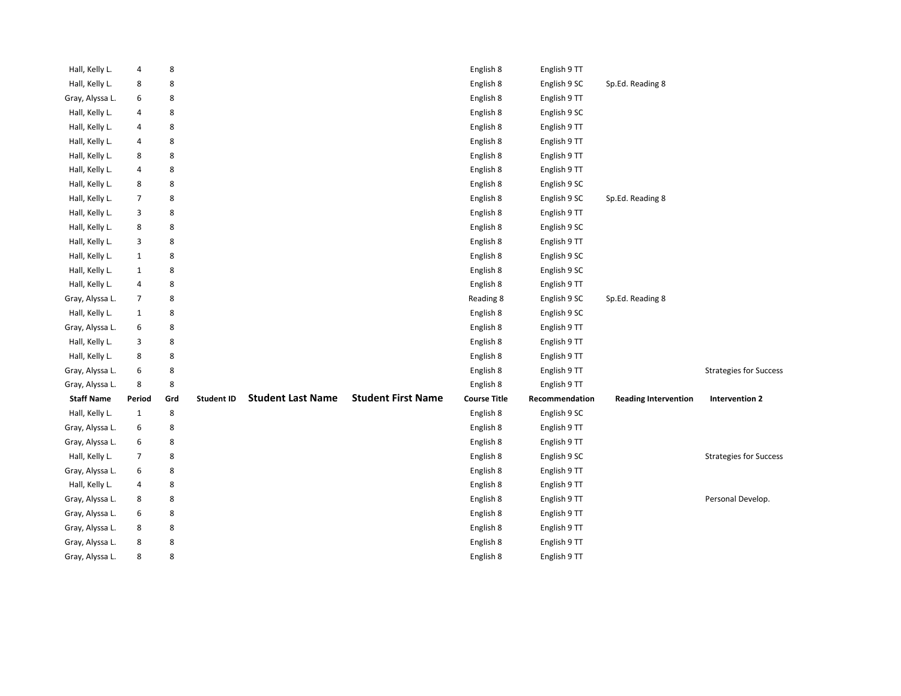| Staff Name | Period | Grd | Student ID | Student Last Name | Student First Name | Course Title | Recommendation | Reading Intervention | Intervention 2 |
|---|---|---|---|---|---|---|---|---|---|
| Hall, Kelly L. | 4 | 8 | | | | English 8 | English 9 TT | | |
| Hall, Kelly L. | 8 | 8 | | | | English 8 | English 9 SC | Sp.Ed. Reading 8 | |
| Gray, Alyssa L. | 6 | 8 | | | | English 8 | English 9 TT | | |
| Hall, Kelly L. | 4 | 8 | | | | English 8 | English 9 SC | | |
| Hall, Kelly L. | 4 | 8 | | | | English 8 | English 9 TT | | |
| Hall, Kelly L. | 4 | 8 | | | | English 8 | English 9 TT | | |
| Hall, Kelly L. | 8 | 8 | | | | English 8 | English 9 TT | | |
| Hall, Kelly L. | 4 | 8 | | | | English 8 | English 9 TT | | |
| Hall, Kelly L. | 8 | 8 | | | | English 8 | English 9 SC | | |
| Hall, Kelly L. | 7 | 8 | | | | English 8 | English 9 SC | Sp.Ed. Reading 8 | |
| Hall, Kelly L. | 3 | 8 | | | | English 8 | English 9 TT | | |
| Hall, Kelly L. | 8 | 8 | | | | English 8 | English 9 SC | | |
| Hall, Kelly L. | 3 | 8 | | | | English 8 | English 9 TT | | |
| Hall, Kelly L. | 1 | 8 | | | | English 8 | English 9 SC | | |
| Hall, Kelly L. | 1 | 8 | | | | English 8 | English 9 SC | | |
| Hall, Kelly L. | 4 | 8 | | | | English 8 | English 9 TT | | |
| Gray, Alyssa L. | 7 | 8 | | | | Reading 8 | English 9 SC | Sp.Ed. Reading 8 | |
| Hall, Kelly L. | 1 | 8 | | | | English 8 | English 9 SC | | |
| Gray, Alyssa L. | 6 | 8 | | | | English 8 | English 9 TT | | |
| Hall, Kelly L. | 3 | 8 | | | | English 8 | English 9 TT | | |
| Hall, Kelly L. | 8 | 8 | | | | English 8 | English 9 TT | | |
| Gray, Alyssa L. | 6 | 8 | | | | English 8 | English 9 TT | | Strategies for Success |
| Gray, Alyssa L. | 8 | 8 | | | | English 8 | English 9 TT | | |
| Hall, Kelly L. | 1 | 8 | | | | English 8 | English 9 SC | | |
| Gray, Alyssa L. | 6 | 8 | | | | English 8 | English 9 TT | | |
| Gray, Alyssa L. | 6 | 8 | | | | English 8 | English 9 TT | | |
| Hall, Kelly L. | 7 | 8 | | | | English 8 | English 9 SC | | Strategies for Success |
| Gray, Alyssa L. | 6 | 8 | | | | English 8 | English 9 TT | | |
| Hall, Kelly L. | 4 | 8 | | | | English 8 | English 9 TT | | |
| Gray, Alyssa L. | 8 | 8 | | | | English 8 | English 9 TT | | Personal Develop. |
| Gray, Alyssa L. | 6 | 8 | | | | English 8 | English 9 TT | | |
| Gray, Alyssa L. | 8 | 8 | | | | English 8 | English 9 TT | | |
| Gray, Alyssa L. | 8 | 8 | | | | English 8 | English 9 TT | | |
| Gray, Alyssa L. | 8 | 8 | | | | English 8 | English 9 TT | | |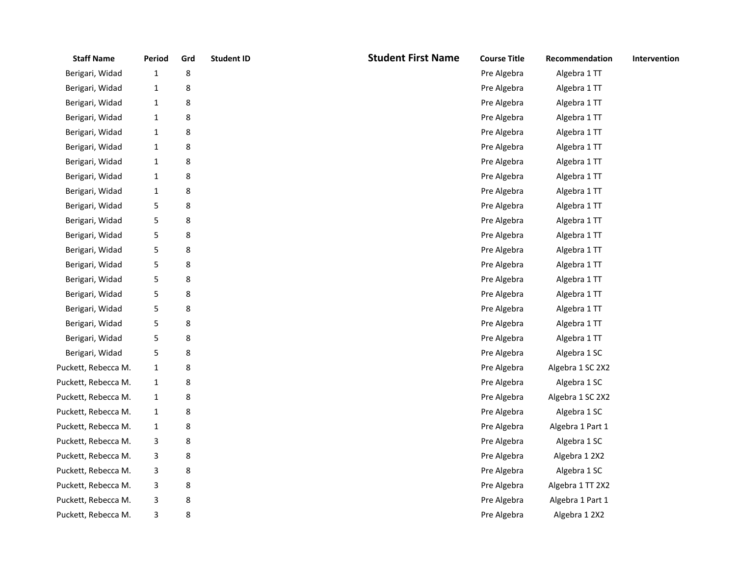| Staff Name | Period | Grd | Student ID | Student First Name | Course Title | Recommendation | Intervention |
|---|---|---|---|---|---|---|---|
| Berigari, Widad | 1 | 8 | | | Pre Algebra | Algebra 1 TT | |
| Berigari, Widad | 1 | 8 | | | Pre Algebra | Algebra 1 TT | |
| Berigari, Widad | 1 | 8 | | | Pre Algebra | Algebra 1 TT | |
| Berigari, Widad | 1 | 8 | | | Pre Algebra | Algebra 1 TT | |
| Berigari, Widad | 1 | 8 | | | Pre Algebra | Algebra 1 TT | |
| Berigari, Widad | 1 | 8 | | | Pre Algebra | Algebra 1 TT | |
| Berigari, Widad | 1 | 8 | | | Pre Algebra | Algebra 1 TT | |
| Berigari, Widad | 1 | 8 | | | Pre Algebra | Algebra 1 TT | |
| Berigari, Widad | 1 | 8 | | | Pre Algebra | Algebra 1 TT | |
| Berigari, Widad | 5 | 8 | | | Pre Algebra | Algebra 1 TT | |
| Berigari, Widad | 5 | 8 | | | Pre Algebra | Algebra 1 TT | |
| Berigari, Widad | 5 | 8 | | | Pre Algebra | Algebra 1 TT | |
| Berigari, Widad | 5 | 8 | | | Pre Algebra | Algebra 1 TT | |
| Berigari, Widad | 5 | 8 | | | Pre Algebra | Algebra 1 TT | |
| Berigari, Widad | 5 | 8 | | | Pre Algebra | Algebra 1 TT | |
| Berigari, Widad | 5 | 8 | | | Pre Algebra | Algebra 1 TT | |
| Berigari, Widad | 5 | 8 | | | Pre Algebra | Algebra 1 TT | |
| Berigari, Widad | 5 | 8 | | | Pre Algebra | Algebra 1 TT | |
| Berigari, Widad | 5 | 8 | | | Pre Algebra | Algebra 1 TT | |
| Berigari, Widad | 5 | 8 | | | Pre Algebra | Algebra 1 SC | |
| Puckett, Rebecca M. | 1 | 8 | | | Pre Algebra | Algebra 1 SC 2X2 | |
| Puckett, Rebecca M. | 1 | 8 | | | Pre Algebra | Algebra 1 SC | |
| Puckett, Rebecca M. | 1 | 8 | | | Pre Algebra | Algebra 1 SC 2X2 | |
| Puckett, Rebecca M. | 1 | 8 | | | Pre Algebra | Algebra 1 SC | |
| Puckett, Rebecca M. | 1 | 8 | | | Pre Algebra | Algebra 1 Part 1 | |
| Puckett, Rebecca M. | 3 | 8 | | | Pre Algebra | Algebra 1 SC | |
| Puckett, Rebecca M. | 3 | 8 | | | Pre Algebra | Algebra 1 2X2 | |
| Puckett, Rebecca M. | 3 | 8 | | | Pre Algebra | Algebra 1 SC | |
| Puckett, Rebecca M. | 3 | 8 | | | Pre Algebra | Algebra 1 TT 2X2 | |
| Puckett, Rebecca M. | 3 | 8 | | | Pre Algebra | Algebra 1 Part 1 | |
| Puckett, Rebecca M. | 3 | 8 | | | Pre Algebra | Algebra 1 2X2 | |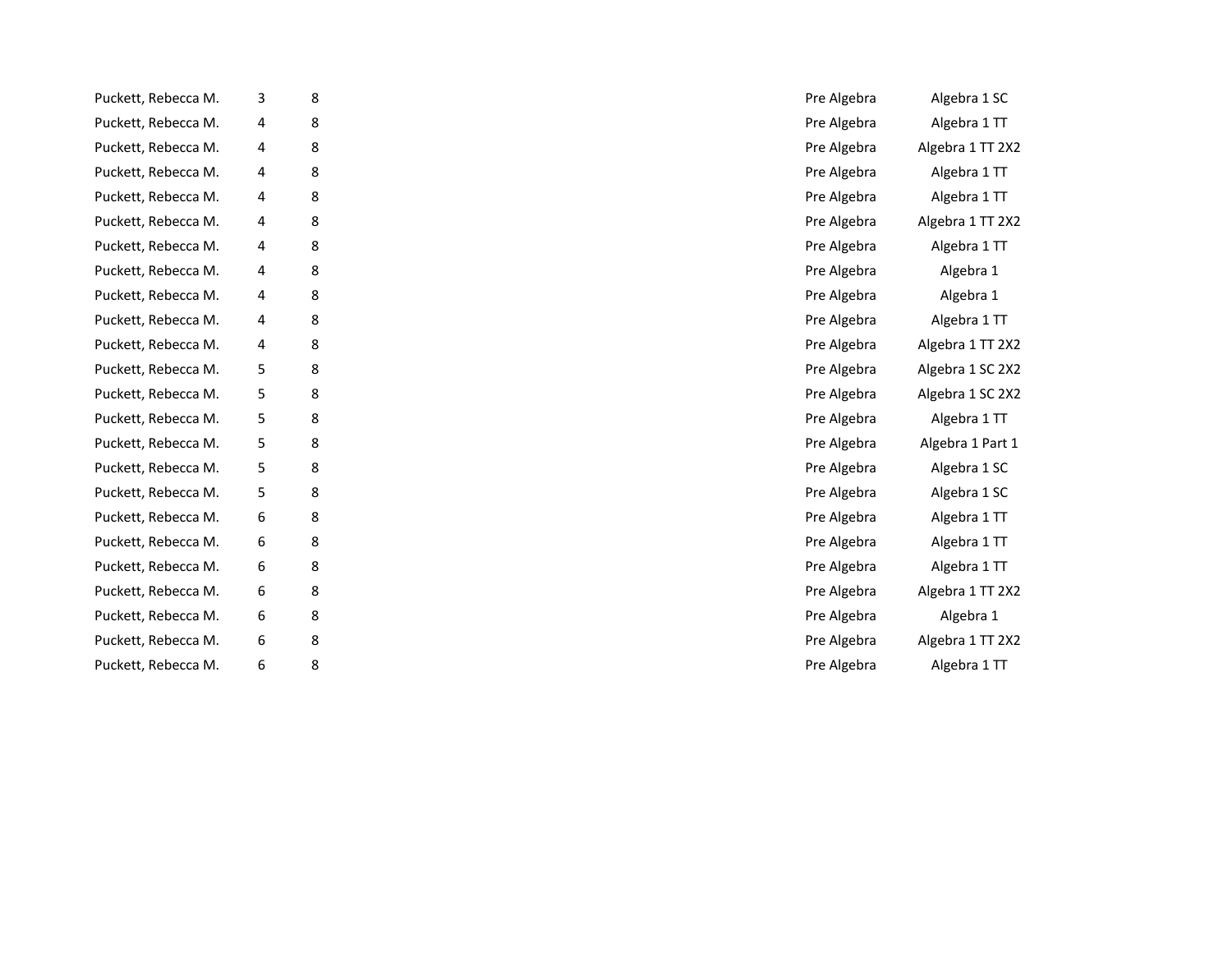| | | | | |
|---|---|---|---|---|
| Puckett, Rebecca M. | 3 | 8 | Pre Algebra | Algebra 1 SC |
| Puckett, Rebecca M. | 4 | 8 | Pre Algebra | Algebra 1 TT |
| Puckett, Rebecca M. | 4 | 8 | Pre Algebra | Algebra 1 TT 2X2 |
| Puckett, Rebecca M. | 4 | 8 | Pre Algebra | Algebra 1 TT |
| Puckett, Rebecca M. | 4 | 8 | Pre Algebra | Algebra 1 TT |
| Puckett, Rebecca M. | 4 | 8 | Pre Algebra | Algebra 1 TT 2X2 |
| Puckett, Rebecca M. | 4 | 8 | Pre Algebra | Algebra 1 TT |
| Puckett, Rebecca M. | 4 | 8 | Pre Algebra | Algebra 1 |
| Puckett, Rebecca M. | 4 | 8 | Pre Algebra | Algebra 1 |
| Puckett, Rebecca M. | 4 | 8 | Pre Algebra | Algebra 1 TT |
| Puckett, Rebecca M. | 4 | 8 | Pre Algebra | Algebra 1 TT 2X2 |
| Puckett, Rebecca M. | 5 | 8 | Pre Algebra | Algebra 1 SC 2X2 |
| Puckett, Rebecca M. | 5 | 8 | Pre Algebra | Algebra 1 SC 2X2 |
| Puckett, Rebecca M. | 5 | 8 | Pre Algebra | Algebra 1 TT |
| Puckett, Rebecca M. | 5 | 8 | Pre Algebra | Algebra 1 Part 1 |
| Puckett, Rebecca M. | 5 | 8 | Pre Algebra | Algebra 1 SC |
| Puckett, Rebecca M. | 5 | 8 | Pre Algebra | Algebra 1 SC |
| Puckett, Rebecca M. | 6 | 8 | Pre Algebra | Algebra 1 TT |
| Puckett, Rebecca M. | 6 | 8 | Pre Algebra | Algebra 1 TT |
| Puckett, Rebecca M. | 6 | 8 | Pre Algebra | Algebra 1 TT |
| Puckett, Rebecca M. | 6 | 8 | Pre Algebra | Algebra 1 TT 2X2 |
| Puckett, Rebecca M. | 6 | 8 | Pre Algebra | Algebra 1 |
| Puckett, Rebecca M. | 6 | 8 | Pre Algebra | Algebra 1 TT 2X2 |
| Puckett, Rebecca M. | 6 | 8 | Pre Algebra | Algebra 1 TT |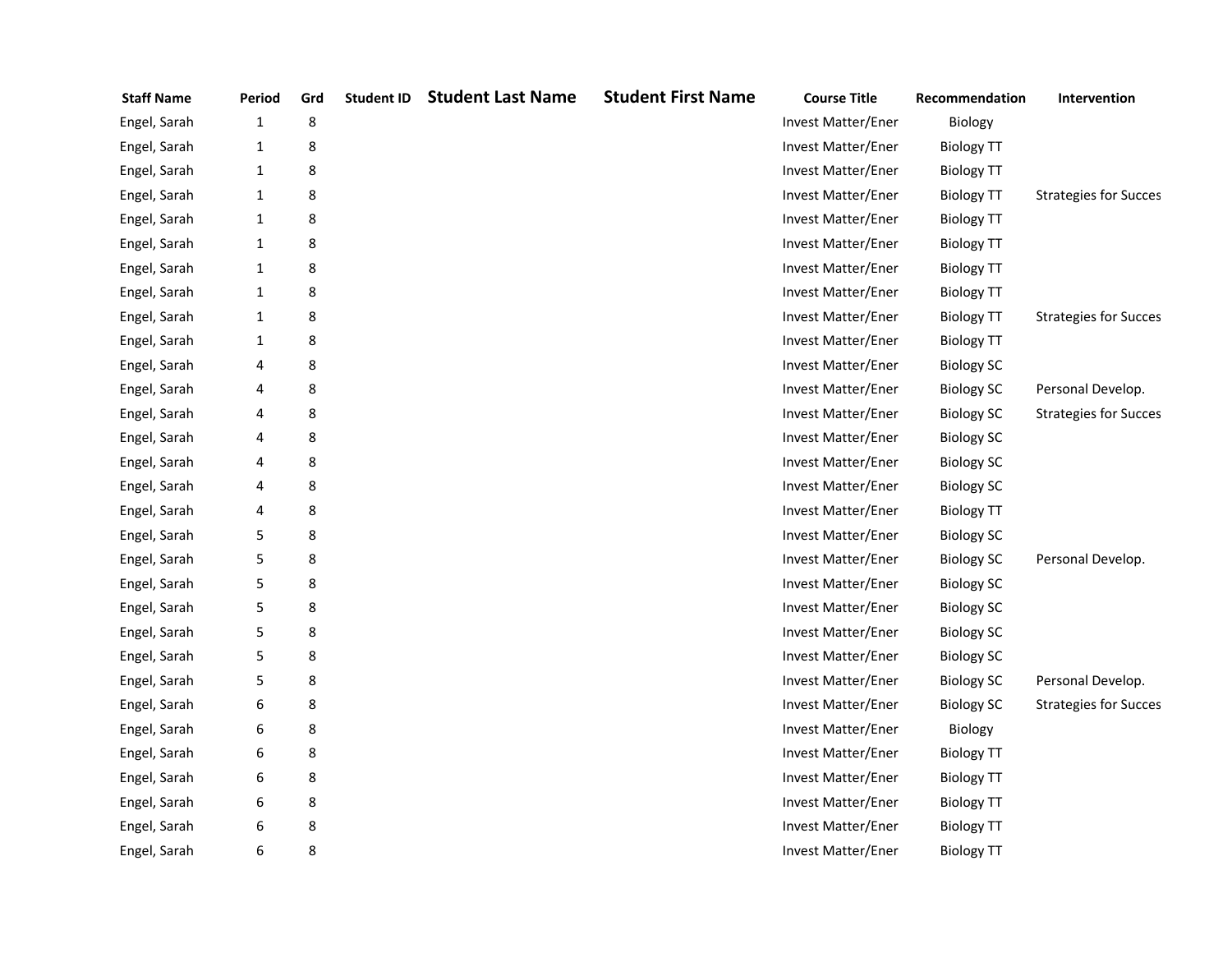| Staff Name | Period | Grd | Student ID | Student Last Name | Student First Name | Course Title | Recommendation | Intervention |
|---|---|---|---|---|---|---|---|---|
| Engel, Sarah | 1 | 8 | | | | Invest Matter/Ener | Biology | |
| Engel, Sarah | 1 | 8 | | | | Invest Matter/Ener | Biology TT | |
| Engel, Sarah | 1 | 8 | | | | Invest Matter/Ener | Biology TT | |
| Engel, Sarah | 1 | 8 | | | | Invest Matter/Ener | Biology TT | Strategies for Succes |
| Engel, Sarah | 1 | 8 | | | | Invest Matter/Ener | Biology TT | |
| Engel, Sarah | 1 | 8 | | | | Invest Matter/Ener | Biology TT | |
| Engel, Sarah | 1 | 8 | | | | Invest Matter/Ener | Biology TT | |
| Engel, Sarah | 1 | 8 | | | | Invest Matter/Ener | Biology TT | |
| Engel, Sarah | 1 | 8 | | | | Invest Matter/Ener | Biology TT | Strategies for Succes |
| Engel, Sarah | 1 | 8 | | | | Invest Matter/Ener | Biology TT | |
| Engel, Sarah | 4 | 8 | | | | Invest Matter/Ener | Biology SC | |
| Engel, Sarah | 4 | 8 | | | | Invest Matter/Ener | Biology SC | Personal Develop. |
| Engel, Sarah | 4 | 8 | | | | Invest Matter/Ener | Biology SC | Strategies for Succes |
| Engel, Sarah | 4 | 8 | | | | Invest Matter/Ener | Biology SC | |
| Engel, Sarah | 4 | 8 | | | | Invest Matter/Ener | Biology SC | |
| Engel, Sarah | 4 | 8 | | | | Invest Matter/Ener | Biology SC | |
| Engel, Sarah | 4 | 8 | | | | Invest Matter/Ener | Biology TT | |
| Engel, Sarah | 5 | 8 | | | | Invest Matter/Ener | Biology SC | |
| Engel, Sarah | 5 | 8 | | | | Invest Matter/Ener | Biology SC | Personal Develop. |
| Engel, Sarah | 5 | 8 | | | | Invest Matter/Ener | Biology SC | |
| Engel, Sarah | 5 | 8 | | | | Invest Matter/Ener | Biology SC | |
| Engel, Sarah | 5 | 8 | | | | Invest Matter/Ener | Biology SC | |
| Engel, Sarah | 5 | 8 | | | | Invest Matter/Ener | Biology SC | |
| Engel, Sarah | 5 | 8 | | | | Invest Matter/Ener | Biology SC | Personal Develop. |
| Engel, Sarah | 6 | 8 | | | | Invest Matter/Ener | Biology SC | Strategies for Succes |
| Engel, Sarah | 6 | 8 | | | | Invest Matter/Ener | Biology | |
| Engel, Sarah | 6 | 8 | | | | Invest Matter/Ener | Biology TT | |
| Engel, Sarah | 6 | 8 | | | | Invest Matter/Ener | Biology TT | |
| Engel, Sarah | 6 | 8 | | | | Invest Matter/Ener | Biology TT | |
| Engel, Sarah | 6 | 8 | | | | Invest Matter/Ener | Biology TT | |
| Engel, Sarah | 6 | 8 | | | | Invest Matter/Ener | Biology TT | |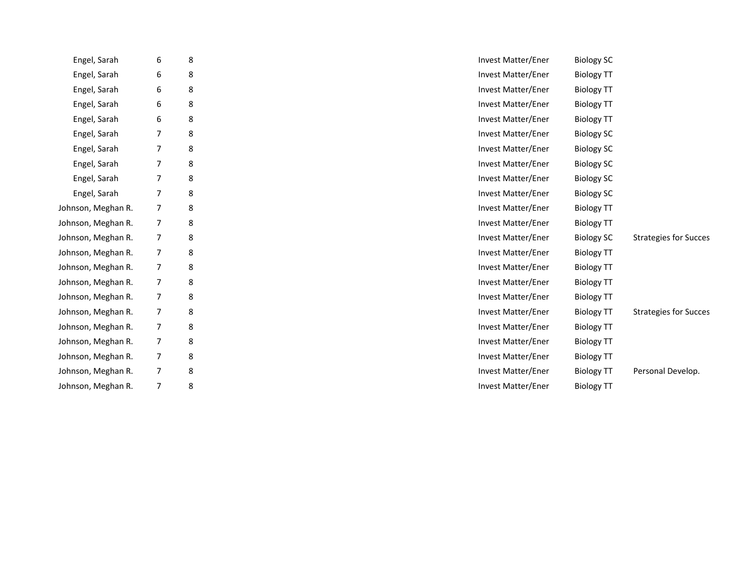| | | | | | |
|---|---|---|---|---|---|
| Engel, Sarah | 6 | 8 | Invest Matter/Ener | Biology SC | |
| Engel, Sarah | 6 | 8 | Invest Matter/Ener | Biology TT | |
| Engel, Sarah | 6 | 8 | Invest Matter/Ener | Biology TT | |
| Engel, Sarah | 6 | 8 | Invest Matter/Ener | Biology TT | |
| Engel, Sarah | 6 | 8 | Invest Matter/Ener | Biology TT | |
| Engel, Sarah | 7 | 8 | Invest Matter/Ener | Biology SC | |
| Engel, Sarah | 7 | 8 | Invest Matter/Ener | Biology SC | |
| Engel, Sarah | 7 | 8 | Invest Matter/Ener | Biology SC | |
| Engel, Sarah | 7 | 8 | Invest Matter/Ener | Biology SC | |
| Engel, Sarah | 7 | 8 | Invest Matter/Ener | Biology SC | |
| Johnson, Meghan R. | 7 | 8 | Invest Matter/Ener | Biology TT | |
| Johnson, Meghan R. | 7 | 8 | Invest Matter/Ener | Biology TT | |
| Johnson, Meghan R. | 7 | 8 | Invest Matter/Ener | Biology SC | Strategies for Succes |
| Johnson, Meghan R. | 7 | 8 | Invest Matter/Ener | Biology TT | |
| Johnson, Meghan R. | 7 | 8 | Invest Matter/Ener | Biology TT | |
| Johnson, Meghan R. | 7 | 8 | Invest Matter/Ener | Biology TT | |
| Johnson, Meghan R. | 7 | 8 | Invest Matter/Ener | Biology TT | |
| Johnson, Meghan R. | 7 | 8 | Invest Matter/Ener | Biology TT | Strategies for Succes |
| Johnson, Meghan R. | 7 | 8 | Invest Matter/Ener | Biology TT | |
| Johnson, Meghan R. | 7 | 8 | Invest Matter/Ener | Biology TT | |
| Johnson, Meghan R. | 7 | 8 | Invest Matter/Ener | Biology TT | |
| Johnson, Meghan R. | 7 | 8 | Invest Matter/Ener | Biology TT | Personal Develop. |
| Johnson, Meghan R. | 7 | 8 | Invest Matter/Ener | Biology TT | |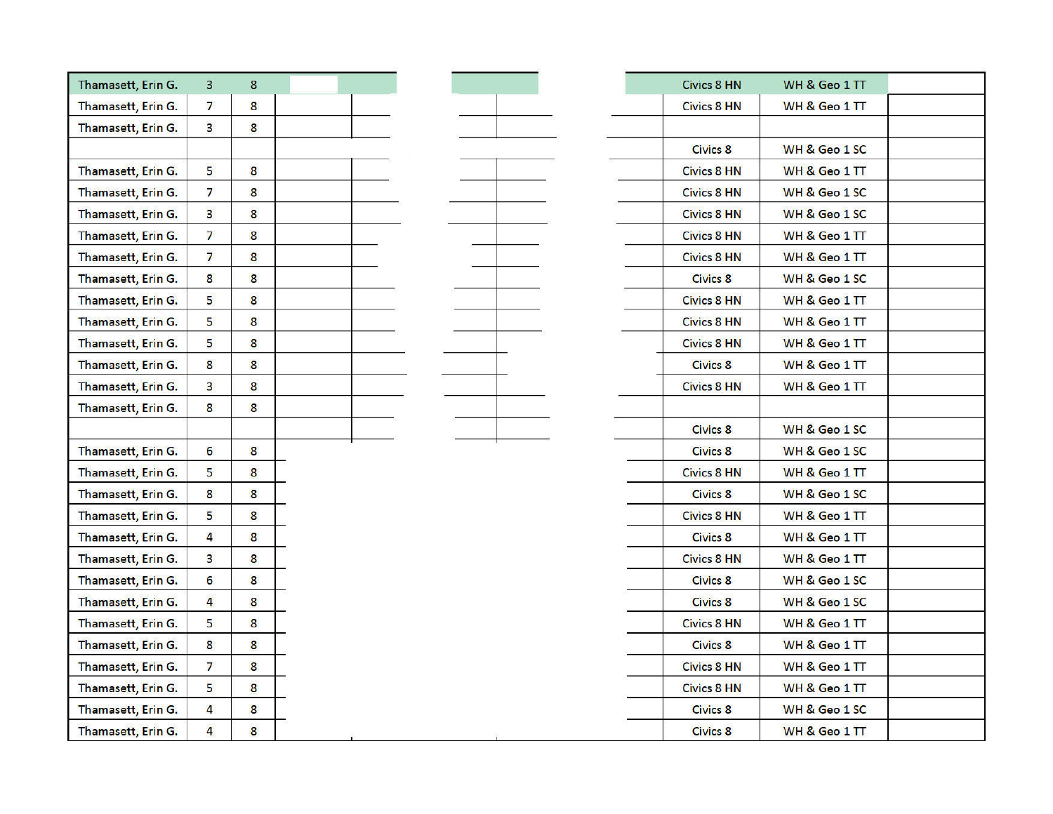| Thamasett, Erin G. | 3 | 8 | | | | | Civics 8 HN | WH & Geo 1 TT | |
|---|---|---|---|---|---|---|---|---|---|
| Thamasett, Erin G. | 7 | 8 | | | | | Civics 8 HN | WH & Geo 1 TT | |
| Thamasett, Erin G. | 3 | 8 | | | | | | | |
| | | | | | | | Civics 8 | WH & Geo 1 SC | |
| Thamasett, Erin G. | 5 | 8 | | | | | Civics 8 HN | WH & Geo 1 TT | |
| Thamasett, Erin G. | 7 | 8 | | | | | Civics 8 HN | WH & Geo 1 SC | |
| Thamasett, Erin G. | 3 | 8 | | | | | Civics 8 HN | WH & Geo 1 SC | |
| Thamasett, Erin G. | 7 | 8 | | | | | Civics 8 HN | WH & Geo 1 TT | |
| Thamasett, Erin G. | 7 | 8 | | | | | Civics 8 HN | WH & Geo 1 TT | |
| Thamasett, Erin G. | 8 | 8 | | | | | Civics 8 | WH & Geo 1 SC | |
| Thamasett, Erin G. | 5 | 8 | | | | | Civics 8 HN | WH & Geo 1 TT | |
| Thamasett, Erin G. | 5 | 8 | | | | | Civics 8 HN | WH & Geo 1 TT | |
| Thamasett, Erin G. | 5 | 8 | | | | | Civics 8 HN | WH & Geo 1 TT | |
| Thamasett, Erin G. | 8 | 8 | | | | | Civics 8 | WH & Geo 1 TT | |
| Thamasett, Erin G. | 3 | 8 | | | | | Civics 8 HN | WH & Geo 1 TT | |
| Thamasett, Erin G. | 8 | 8 | | | | | | | |
| | | | | | | | Civics 8 | WH & Geo 1 SC | |
| Thamasett, Erin G. | 6 | 8 | | | | | Civics 8 | WH & Geo 1 SC | |
| Thamasett, Erin G. | 5 | 8 | | | | | Civics 8 HN | WH & Geo 1 TT | |
| Thamasett, Erin G. | 8 | 8 | | | | | Civics 8 | WH & Geo 1 SC | |
| Thamasett, Erin G. | 5 | 8 | | | | | Civics 8 HN | WH & Geo 1 TT | |
| Thamasett, Erin G. | 4 | 8 | | | | | Civics 8 | WH & Geo 1 TT | |
| Thamasett, Erin G. | 3 | 8 | | | | | Civics 8 HN | WH & Geo 1 TT | |
| Thamasett, Erin G. | 6 | 8 | | | | | Civics 8 | WH & Geo 1 SC | |
| Thamasett, Erin G. | 4 | 8 | | | | | Civics 8 | WH & Geo 1 SC | |
| Thamasett, Erin G. | 5 | 8 | | | | | Civics 8 HN | WH & Geo 1 TT | |
| Thamasett, Erin G. | 8 | 8 | | | | | Civics 8 | WH & Geo 1 TT | |
| Thamasett, Erin G. | 7 | 8 | | | | | Civics 8 HN | WH & Geo 1 TT | |
| Thamasett, Erin G. | 5 | 8 | | | | | Civics 8 HN | WH & Geo 1 TT | |
| Thamasett, Erin G. | 4 | 8 | | | | | Civics 8 | WH & Geo 1 SC | |
| Thamasett, Erin G. | 4 | 8 | | | | | Civics 8 | WH & Geo 1 TT | |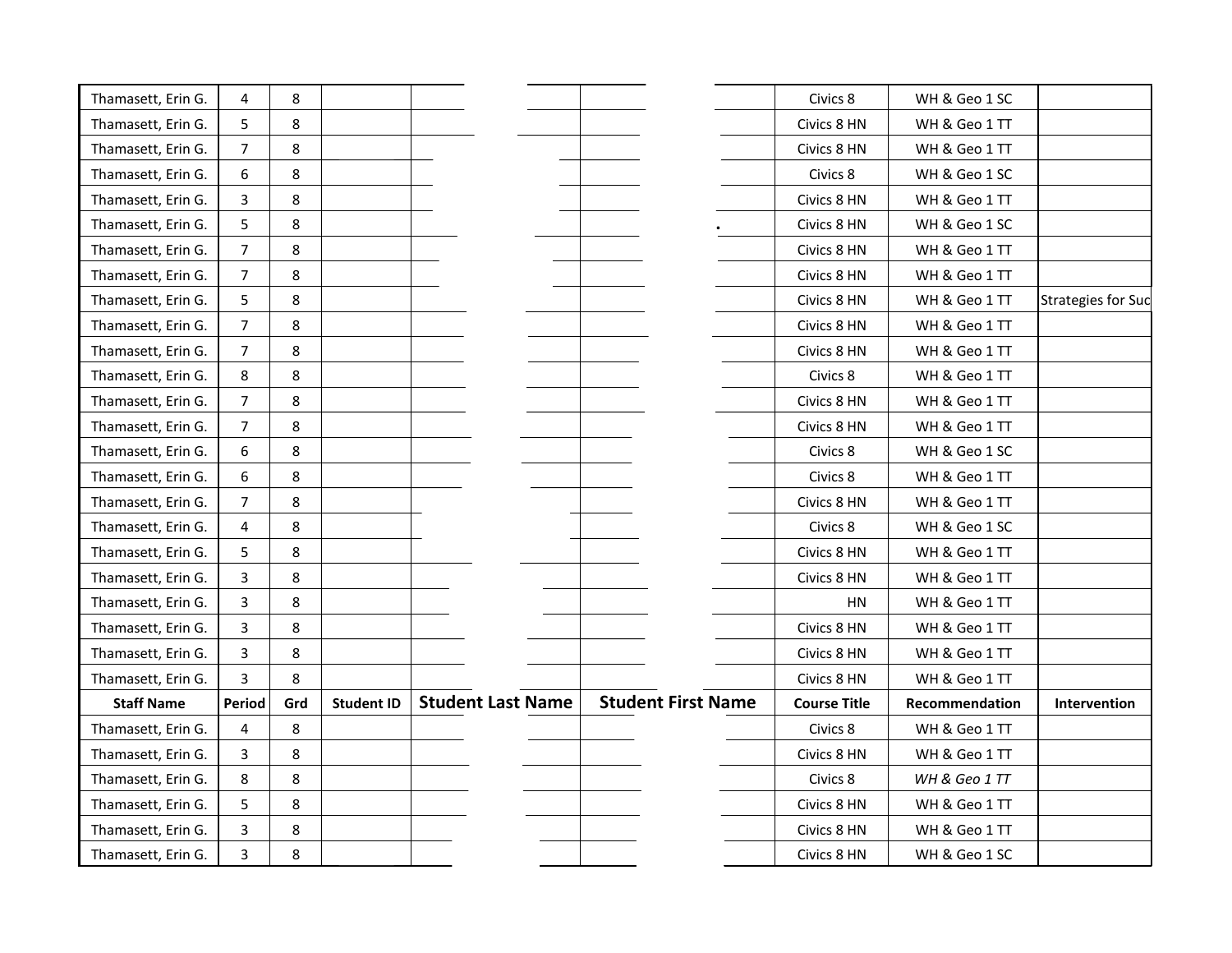| Thamasett, Erin G. | 4 | 8 | | | | Civics 8 | WH & Geo 1 SC | |
|---|---|---|---|---|---|---|---|---|
| Thamasett, Erin G. | 5 | 8 | | | | Civics 8 HN | WH & Geo 1 TT | |
| Thamasett, Erin G. | 7 | 8 | | | | Civics 8 HN | WH & Geo 1 TT | |
| Thamasett, Erin G. | 6 | 8 | | | | Civics 8 | WH & Geo 1 SC | |
| Thamasett, Erin G. | 3 | 8 | | | | Civics 8 HN | WH & Geo 1 TT | |
| Thamasett, Erin G. | 5 | 8 | | | . | Civics 8 HN | WH & Geo 1 SC | |
| Thamasett, Erin G. | 7 | 8 | | | | Civics 8 HN | WH & Geo 1 TT | |
| Thamasett, Erin G. | 7 | 8 | | | | Civics 8 HN | WH & Geo 1 TT | |
| Thamasett, Erin G. | 5 | 8 | | | | Civics 8 HN | WH & Geo 1 TT | Strategies for Suc |
| Thamasett, Erin G. | 7 | 8 | | | | Civics 8 HN | WH & Geo 1 TT | |
| Thamasett, Erin G. | 7 | 8 | | | | Civics 8 HN | WH & Geo 1 TT | |
| Thamasett, Erin G. | 8 | 8 | | | | Civics 8 | WH & Geo 1 TT | |
| Thamasett, Erin G. | 7 | 8 | | | | Civics 8 HN | WH & Geo 1 TT | |
| Thamasett, Erin G. | 7 | 8 | | | | Civics 8 HN | WH & Geo 1 TT | |
| Thamasett, Erin G. | 6 | 8 | | | | Civics 8 | WH & Geo 1 SC | |
| Thamasett, Erin G. | 6 | 8 | | | | Civics 8 | WH & Geo 1 TT | |
| Thamasett, Erin G. | 7 | 8 | | | | Civics 8 HN | WH & Geo 1 TT | |
| Thamasett, Erin G. | 4 | 8 | | | | Civics 8 | WH & Geo 1 SC | |
| Thamasett, Erin G. | 5 | 8 | | | | Civics 8 HN | WH & Geo 1 TT | |
| Thamasett, Erin G. | 3 | 8 | | | | Civics 8 HN | WH & Geo 1 TT | |
| Thamasett, Erin G. | 3 | 8 | | | | HN | WH & Geo 1 TT | |
| Thamasett, Erin G. | 3 | 8 | | | | Civics 8 HN | WH & Geo 1 TT | |
| Thamasett, Erin G. | 3 | 8 | | | | Civics 8 HN | WH & Geo 1 TT | |
| Thamasett, Erin G. | 3 | 8 | | | | Civics 8 HN | WH & Geo 1 TT | |
| **Staff Name** | **Period** | **Grd** | **Student ID** | **Student Last Name** | **Student First Name** | **Course Title** | **Recommendation** | **Intervention** |
| Thamasett, Erin G. | 4 | 8 | | | | Civics 8 | WH & Geo 1 TT | |
| Thamasett, Erin G. | 3 | 8 | | | | Civics 8 HN | WH & Geo 1 TT | |
| Thamasett, Erin G. | 8 | 8 | | | | Civics 8 | *WH & Geo 1 TT* | |
| Thamasett, Erin G. | 5 | 8 | | | | Civics 8 HN | WH & Geo 1 TT | |
| Thamasett, Erin G. | 3 | 8 | | | | Civics 8 HN | WH & Geo 1 TT | |
| Thamasett, Erin G. | 3 | 8 | | | | Civics 8 HN | WH & Geo 1 SC | |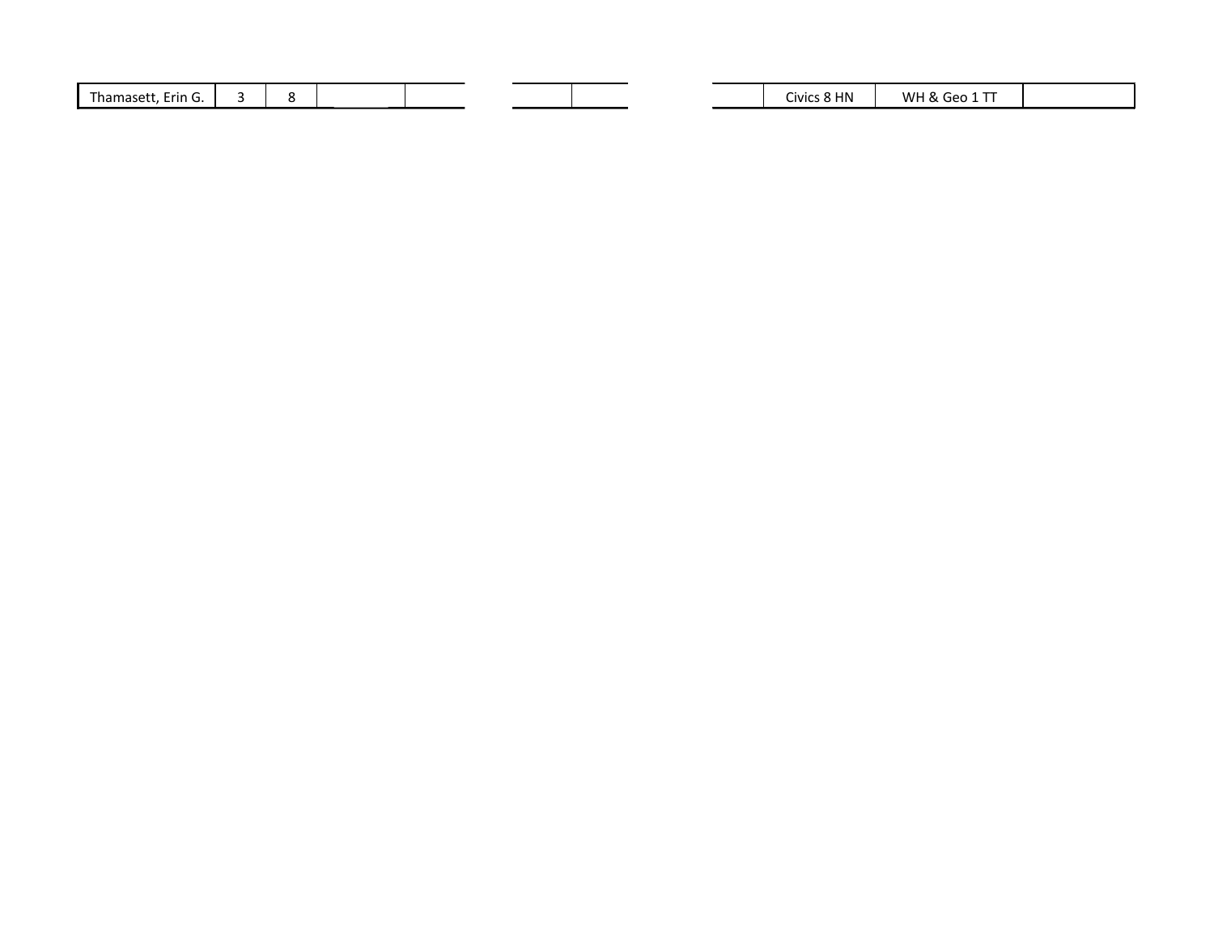| | | | | | | | | | | |
|---|---|---|---|---|---|---|---|---|---|---|
| Thamasett, Erin G. | 3 | 8 | | | | | | Civics 8 HN | WH & Geo 1 TT | |